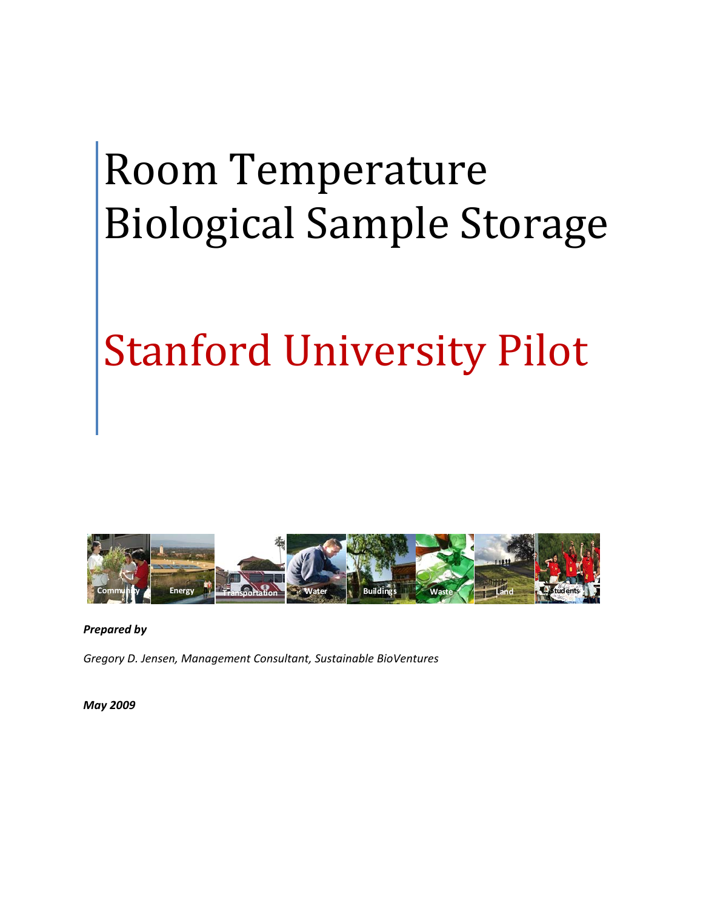# Room Temperature Biological Sample Storage

## Stanford University Pilot

Community Energy Transportation Water Buildings Waste Land Students

***Prepared by***

*Gregory D. Jensen, Management Consultant, Sustainable BioVentures*

***May 2009***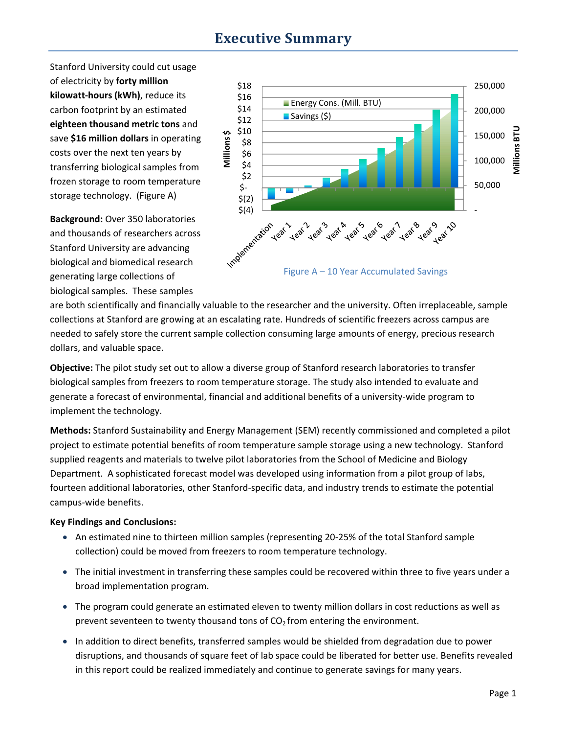# Executive Summary

Stanford University could cut usage of electricity by **forty million kilowatt-hours (kWh)**, reduce its carbon footprint by an estimated **eighteen thousand metric tons** and save **$16 million dollars** in operating costs over the next ten years by transferring biological samples from frozen storage to room temperature storage technology. (Figure A)

Figure A – 10 Year Accumulated Savings

**Background:** Over 350 laboratories and thousands of researchers across Stanford University are advancing biological and biomedical research generating large collections of biological samples. These samples are both scientifically and financially valuable to the researcher and the university. Often irreplaceable, sample collections at Stanford are growing at an escalating rate. Hundreds of scientific freezers across campus are needed to safely store the current sample collection consuming large amounts of energy, precious research dollars, and valuable space.

**Objective:** The pilot study set out to allow a diverse group of Stanford research laboratories to transfer biological samples from freezers to room temperature storage. The study also intended to evaluate and generate a forecast of environmental, financial and additional benefits of a university-wide program to implement the technology.

**Methods:** Stanford Sustainability and Energy Management (SEM) recently commissioned and completed a pilot project to estimate potential benefits of room temperature sample storage using a new technology. Stanford supplied reagents and materials to twelve pilot laboratories from the School of Medicine and Biology Department. A sophisticated forecast model was developed using information from a pilot group of labs, fourteen additional laboratories, other Stanford-specific data, and industry trends to estimate the potential campus-wide benefits.

**Key Findings and Conclusions:**

- An estimated nine to thirteen million samples (representing 20-25% of the total Stanford sample collection) could be moved from freezers to room temperature technology.
- The initial investment in transferring these samples could be recovered within three to five years under a broad implementation program.
- The program could generate an estimated eleven to twenty million dollars in cost reductions as well as prevent seventeen to twenty thousand tons of $CO_2$ from entering the environment.
- In addition to direct benefits, transferred samples would be shielded from degradation due to power disruptions, and thousands of square feet of lab space could be liberated for better use. Benefits revealed in this report could be realized immediately and continue to generate savings for many years.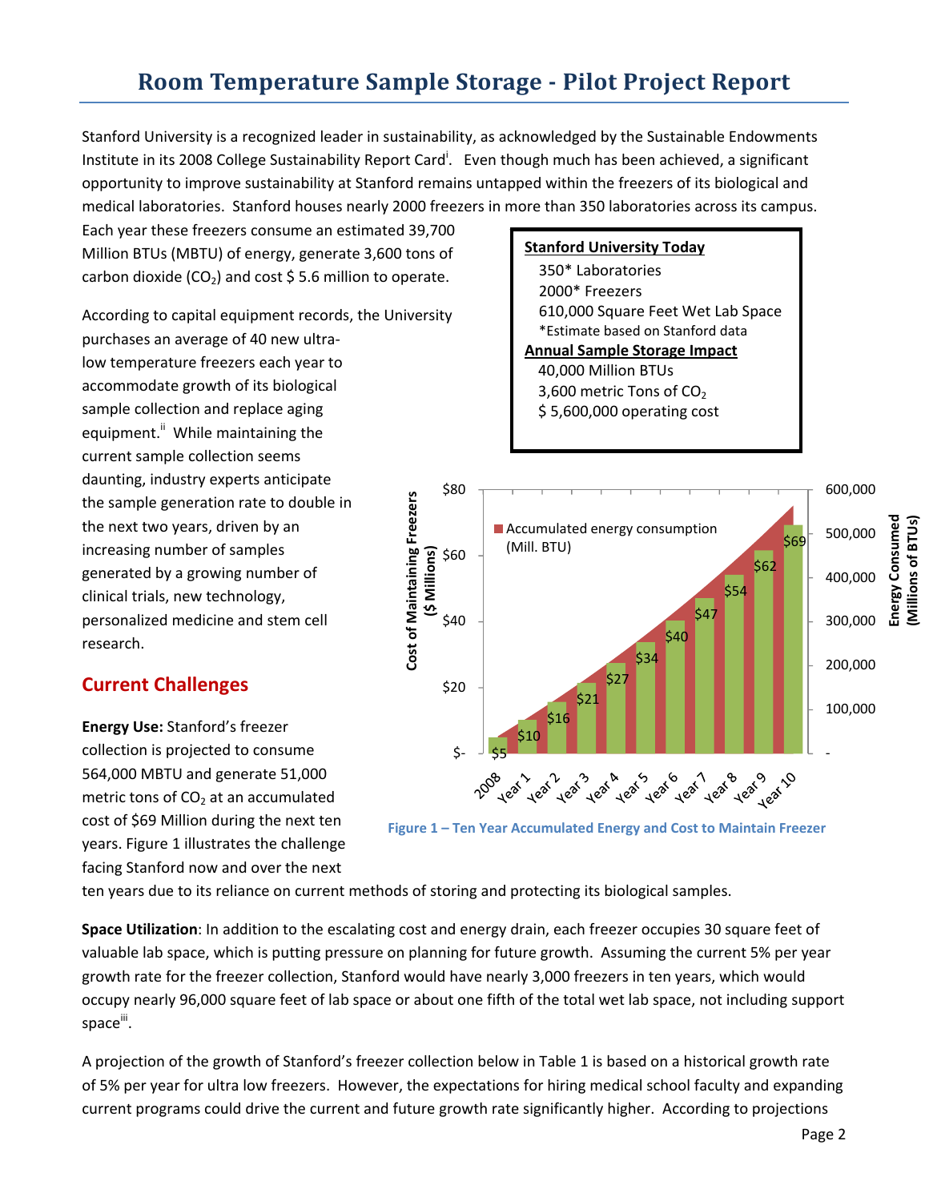# Room Temperature Sample Storage - Pilot Project Report

Stanford University is a recognized leader in sustainability, as acknowledged by the Sustainable Endowments Institute in its 2008 College Sustainability Report Card[i]. Even though much has been achieved, a significant opportunity to improve sustainability at Stanford remains untapped within the freezers of its biological and medical laboratories. Stanford houses nearly 2000 freezers in more than 350 laboratories across its campus. Each year these freezers consume an estimated 39,700 Million BTUs (MBTU) of energy, generate 3,600 tons of carbon dioxide ($CO_2$) and cost $ 5.6 million to operate.

**Stanford University Today**

350* Laboratories
2000* Freezers
610,000 Square Feet Wet Lab Space
*Estimate based on Stanford data

**Annual Sample Storage Impact**

40,000 Million BTUs
3,600 metric Tons of $CO_2$
$ 5,600,000 operating cost

According to capital equipment records, the University purchases an average of 40 new ultra-low temperature freezers each year to accommodate growth of its biological sample collection and replace aging equipment.[ii] While maintaining the current sample collection seems daunting, industry experts anticipate the sample generation rate to double in the next two years, driven by an increasing number of samples generated by a growing number of clinical trials, new technology, personalized medicine and stem cell research.

## Current Challenges

**Energy Use:** Stanford's freezer collection is projected to consume 564,000 MBTU and generate 51,000 metric tons of $CO_2$ at an accumulated cost of $69 Million during the next ten years. Figure 1 illustrates the challenge facing Stanford now and over the next ten years due to its reliance on current methods of storing and protecting its biological samples.

**Figure 1 – Ten Year Accumulated Energy and Cost to Maintain Freezer**

**Space Utilization**: In addition to the escalating cost and energy drain, each freezer occupies 30 square feet of valuable lab space, which is putting pressure on planning for future growth. Assuming the current 5% per year growth rate for the freezer collection, Stanford would have nearly 3,000 freezers in ten years, which would occupy nearly 96,000 square feet of lab space or about one fifth of the total wet lab space, not including support space[iii].

A projection of the growth of Stanford's freezer collection below in Table 1 is based on a historical growth rate of 5% per year for ultra low freezers. However, the expectations for hiring medical school faculty and expanding current programs could drive the current and future growth rate significantly higher. According to projections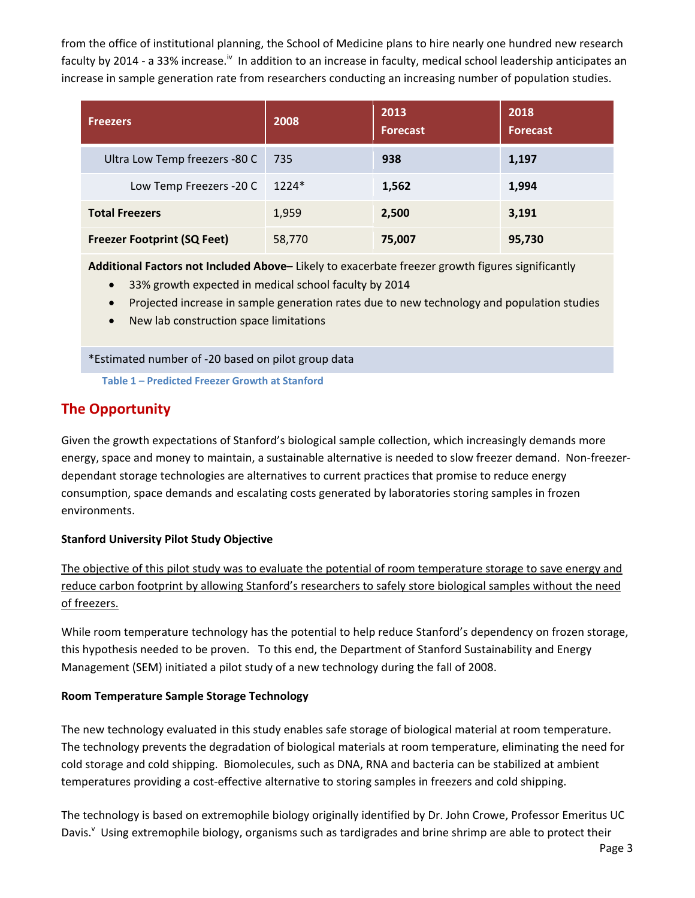from the office of institutional planning, the School of Medicine plans to hire nearly one hundred new research faculty by 2014 - a 33% increase.[iv] In addition to an increase in faculty, medical school leadership anticipates an increase in sample generation rate from researchers conducting an increasing number of population studies.

| Freezers | 2008 | 2013 Forecast | 2018 Forecast |
|---|---|---|---|
| Ultra Low Temp freezers -80 C | 735 | **938** | **1,197** |
| Low Temp Freezers -20 C | 1224* | **1,562** | **1,994** |
| **Total Freezers** | 1,959 | **2,500** | **3,191** |
| **Freezer Footprint (SQ Feet)** | 58,770 | **75,007** | **95,730** |

**Additional Factors not Included Above–** Likely to exacerbate freezer growth figures significantly

- 33% growth expected in medical school faculty by 2014
- Projected increase in sample generation rates due to new technology and population studies
- New lab construction space limitations

*Estimated number of -20 based on pilot group data

**Table 1 – Predicted Freezer Growth at Stanford**

## The Opportunity

Given the growth expectations of Stanford's biological sample collection, which increasingly demands more energy, space and money to maintain, a sustainable alternative is needed to slow freezer demand. Non-freezer-dependant storage technologies are alternatives to current practices that promise to reduce energy consumption, space demands and escalating costs generated by laboratories storing samples in frozen environments.

**Stanford University Pilot Study Objective**

The objective of this pilot study was to evaluate the potential of room temperature storage to save energy and reduce carbon footprint by allowing Stanford's researchers to safely store biological samples without the need of freezers.

While room temperature technology has the potential to help reduce Stanford's dependency on frozen storage, this hypothesis needed to be proven. To this end, the Department of Stanford Sustainability and Energy Management (SEM) initiated a pilot study of a new technology during the fall of 2008.

**Room Temperature Sample Storage Technology**

The new technology evaluated in this study enables safe storage of biological material at room temperature. The technology prevents the degradation of biological materials at room temperature, eliminating the need for cold storage and cold shipping. Biomolecules, such as DNA, RNA and bacteria can be stabilized at ambient temperatures providing a cost-effective alternative to storing samples in freezers and cold shipping.

The technology is based on extremophile biology originally identified by Dr. John Crowe, Professor Emeritus UC Davis.[v] Using extremophile biology, organisms such as tardigrades and brine shrimp are able to protect their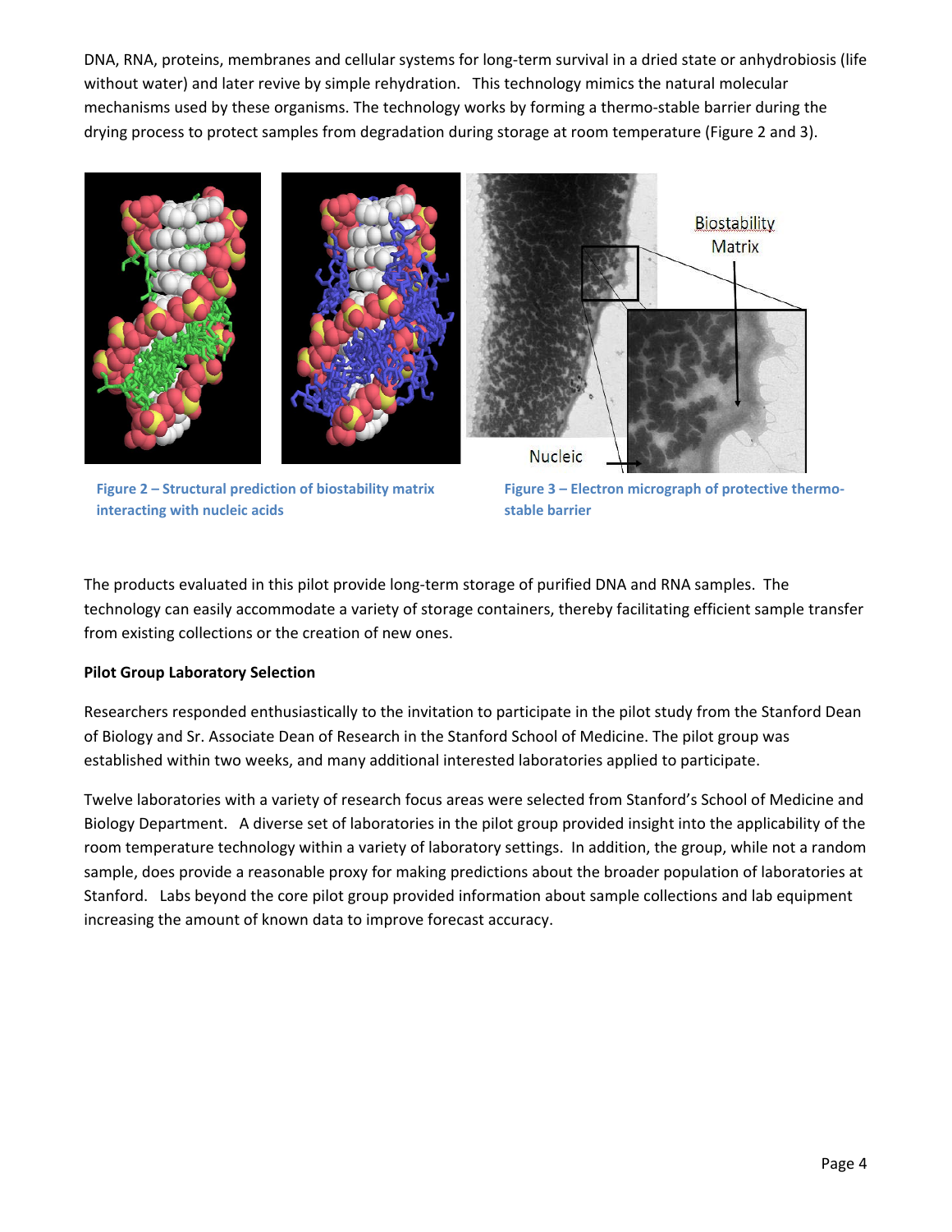DNA, RNA, proteins, membranes and cellular systems for long-term survival in a dried state or anhydrobiosis (life without water) and later revive by simple rehydration. This technology mimics the natural molecular mechanisms used by these organisms. The technology works by forming a thermo-stable barrier during the drying process to protect samples from degradation during storage at room temperature (Figure 2 and 3).

**Figure 2 – Structural prediction of biostability matrix interacting with nucleic acids**

**Figure 3 – Electron micrograph of protective thermo-stable barrier**

The products evaluated in this pilot provide long-term storage of purified DNA and RNA samples. The technology can easily accommodate a variety of storage containers, thereby facilitating efficient sample transfer from existing collections or the creation of new ones.

**Pilot Group Laboratory Selection**

Researchers responded enthusiastically to the invitation to participate in the pilot study from the Stanford Dean of Biology and Sr. Associate Dean of Research in the Stanford School of Medicine. The pilot group was established within two weeks, and many additional interested laboratories applied to participate.

Twelve laboratories with a variety of research focus areas were selected from Stanford's School of Medicine and Biology Department. A diverse set of laboratories in the pilot group provided insight into the applicability of the room temperature technology within a variety of laboratory settings. In addition, the group, while not a random sample, does provide a reasonable proxy for making predictions about the broader population of laboratories at Stanford. Labs beyond the core pilot group provided information about sample collections and lab equipment increasing the amount of known data to improve forecast accuracy.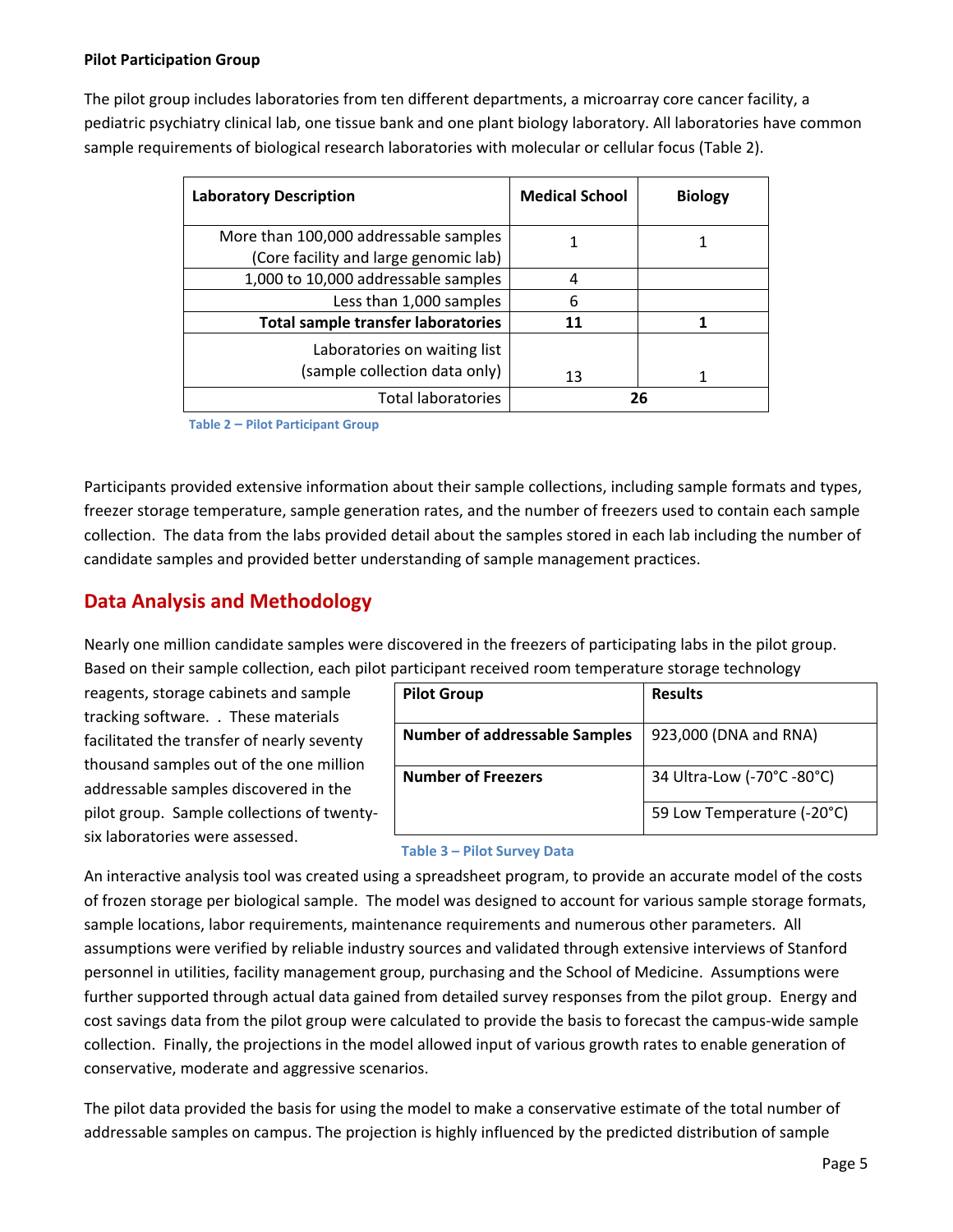**Pilot Participation Group**

The pilot group includes laboratories from ten different departments, a microarray core cancer facility, a pediatric psychiatry clinical lab, one tissue bank and one plant biology laboratory. All laboratories have common sample requirements of biological research laboratories with molecular or cellular focus (Table 2).

| Laboratory Description | Medical School | Biology |
|---|---|---|
| More than 100,000 addressable samples (Core facility and large genomic lab) | 1 | 1 |
| 1,000 to 10,000 addressable samples | 4 | |
| Less than 1,000 samples | 6 | |
| **Total sample transfer laboratories** | **11** | **1** |
| Laboratories on waiting list (sample collection data only) | 13 | 1 |
| Total laboratories | **26** | |

Table 2 – Pilot Participant Group

Participants provided extensive information about their sample collections, including sample formats and types, freezer storage temperature, sample generation rates, and the number of freezers used to contain each sample collection. The data from the labs provided detail about the samples stored in each lab including the number of candidate samples and provided better understanding of sample management practices.

## Data Analysis and Methodology

Nearly one million candidate samples were discovered in the freezers of participating labs in the pilot group. Based on their sample collection, each pilot participant received room temperature storage technology reagents, storage cabinets and sample tracking software. . These materials facilitated the transfer of nearly seventy thousand samples out of the one million addressable samples discovered in the pilot group. Sample collections of twenty-six laboratories were assessed.

| Pilot Group | Results |
|---|---|
| **Number of addressable Samples** | 923,000 (DNA and RNA) |
| **Number of Freezers** | 34 Ultra-Low (-70°C -80°C) |
| | 59 Low Temperature (-20°C) |

Table 3 – Pilot Survey Data

An interactive analysis tool was created using a spreadsheet program, to provide an accurate model of the costs of frozen storage per biological sample. The model was designed to account for various sample storage formats, sample locations, labor requirements, maintenance requirements and numerous other parameters. All assumptions were verified by reliable industry sources and validated through extensive interviews of Stanford personnel in utilities, facility management group, purchasing and the School of Medicine. Assumptions were further supported through actual data gained from detailed survey responses from the pilot group. Energy and cost savings data from the pilot group were calculated to provide the basis to forecast the campus-wide sample collection. Finally, the projections in the model allowed input of various growth rates to enable generation of conservative, moderate and aggressive scenarios.

The pilot data provided the basis for using the model to make a conservative estimate of the total number of addressable samples on campus. The projection is highly influenced by the predicted distribution of sample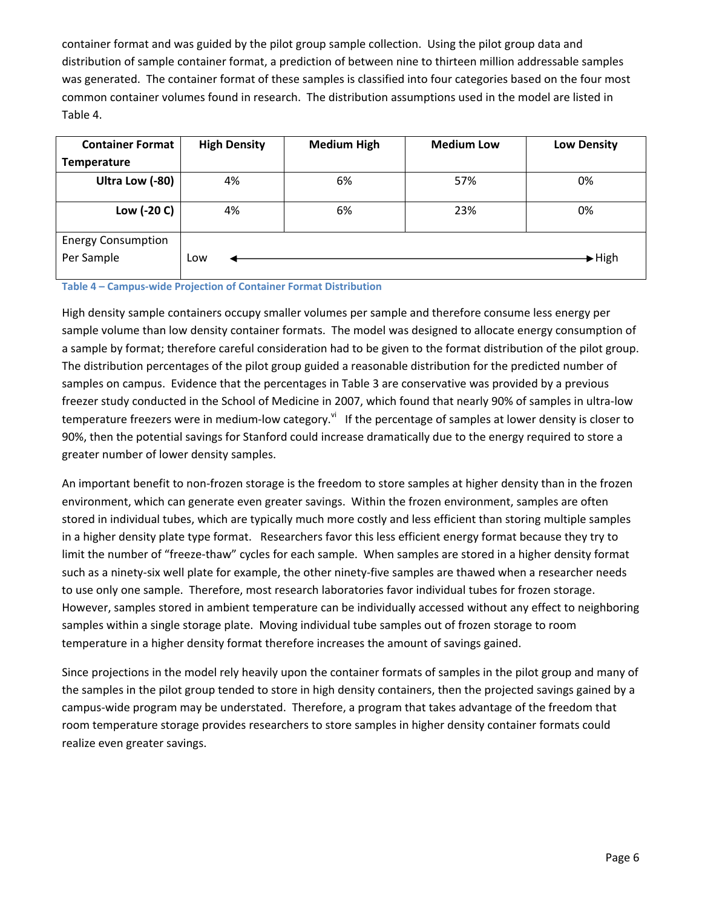container format and was guided by the pilot group sample collection. Using the pilot group data and distribution of sample container format, a prediction of between nine to thirteen million addressable samples was generated. The container format of these samples is classified into four categories based on the four most common container volumes found in research. The distribution assumptions used in the model are listed in Table 4.

| Container Format<br>Temperature | High Density | Medium High | Medium Low | Low Density |
|---|---|---|---|---|
| Ultra Low (-80) | 4% | 6% | 57% | 0% |
| Low (-20 C) | 4% | 6% | 23% | 0% |
| Energy Consumption Per Sample | Low ◄ | | | ► High |

**Table 4 – Campus-wide Projection of Container Format Distribution**

High density sample containers occupy smaller volumes per sample and therefore consume less energy per sample volume than low density container formats. The model was designed to allocate energy consumption of a sample by format; therefore careful consideration had to be given to the format distribution of the pilot group. The distribution percentages of the pilot group guided a reasonable distribution for the predicted number of samples on campus. Evidence that the percentages in Table 3 are conservative was provided by a previous freezer study conducted in the School of Medicine in 2007, which found that nearly 90% of samples in ultra-low temperature freezers were in medium-low category.[vi] If the percentage of samples at lower density is closer to 90%, then the potential savings for Stanford could increase dramatically due to the energy required to store a greater number of lower density samples.

An important benefit to non-frozen storage is the freedom to store samples at higher density than in the frozen environment, which can generate even greater savings. Within the frozen environment, samples are often stored in individual tubes, which are typically much more costly and less efficient than storing multiple samples in a higher density plate type format. Researchers favor this less efficient energy format because they try to limit the number of "freeze-thaw" cycles for each sample. When samples are stored in a higher density format such as a ninety-six well plate for example, the other ninety-five samples are thawed when a researcher needs to use only one sample. Therefore, most research laboratories favor individual tubes for frozen storage. However, samples stored in ambient temperature can be individually accessed without any effect to neighboring samples within a single storage plate. Moving individual tube samples out of frozen storage to room temperature in a higher density format therefore increases the amount of savings gained.

Since projections in the model rely heavily upon the container formats of samples in the pilot group and many of the samples in the pilot group tended to store in high density containers, then the projected savings gained by a campus-wide program may be understated. Therefore, a program that takes advantage of the freedom that room temperature storage provides researchers to store samples in higher density container formats could realize even greater savings.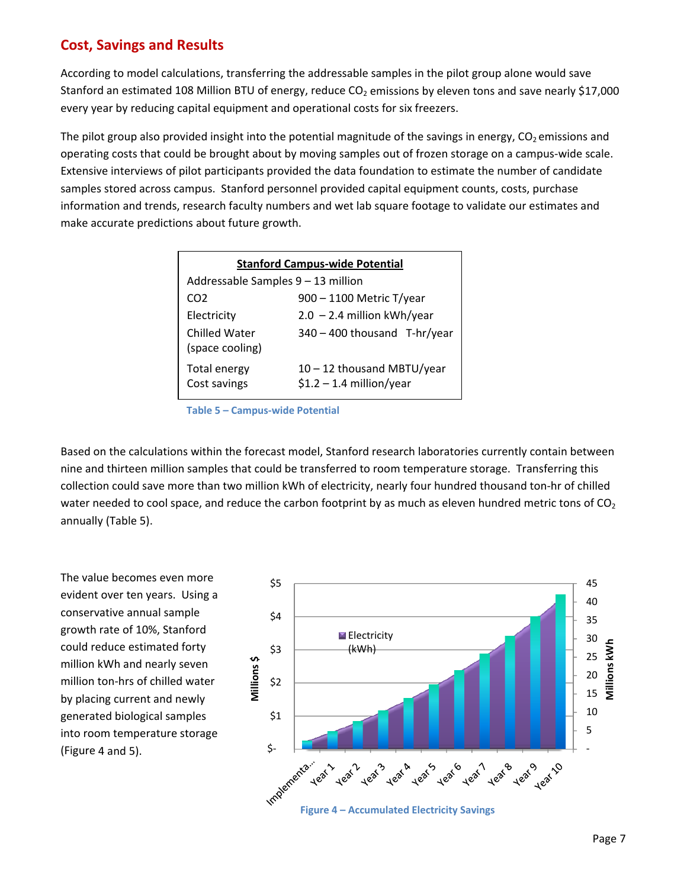## Cost, Savings and Results

According to model calculations, transferring the addressable samples in the pilot group alone would save Stanford an estimated 108 Million BTU of energy, reduce $CO_2$ emissions by eleven tons and save nearly $17,000 every year by reducing capital equipment and operational costs for six freezers.

The pilot group also provided insight into the potential magnitude of the savings in energy, $CO_2$ emissions and operating costs that could be brought about by moving samples out of frozen storage on a campus-wide scale. Extensive interviews of pilot participants provided the data foundation to estimate the number of candidate samples stored across campus. Stanford personnel provided capital equipment counts, costs, purchase information and trends, research faculty numbers and wet lab square footage to validate our estimates and make accurate predictions about future growth.

| **Stanford Campus-wide Potential** | |
|---|---|
| Addressable Samples 9 – 13 million | |
| CO2 | 900 – 1100 Metric T/year |
| Electricity | 2.0 – 2.4 million kWh/year |
| Chilled Water (space cooling) | 340 – 400 thousand T-hr/year |
| Total energy | 10 – 12 thousand MBTU/year |
| Cost savings | $1.2 – 1.4 million/year |

Table 5 – Campus-wide Potential

Based on the calculations within the forecast model, Stanford research laboratories currently contain between nine and thirteen million samples that could be transferred to room temperature storage. Transferring this collection could save more than two million kWh of electricity, nearly four hundred thousand ton-hr of chilled water needed to cool space, and reduce the carbon footprint by as much as eleven hundred metric tons of $CO_2$ annually (Table 5).

The value becomes even more evident over ten years. Using a conservative annual sample growth rate of 10%, Stanford could reduce estimated forty million kWh and nearly seven million ton-hrs of chilled water by placing current and newly generated biological samples into room temperature storage (Figure 4 and 5).

Figure 4 – Accumulated Electricity Savings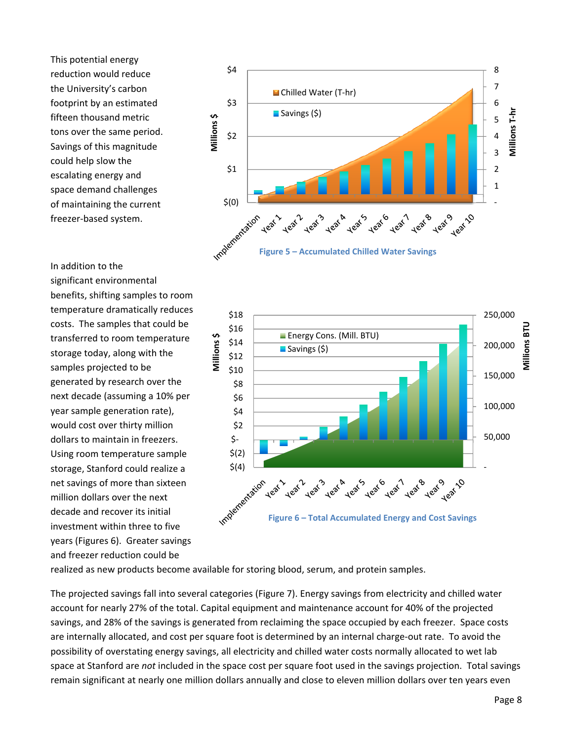This potential energy reduction would reduce the University's carbon footprint by an estimated fifteen thousand metric tons over the same period. Savings of this magnitude could help slow the escalating energy and space demand challenges of maintaining the current freezer-based system.

Figure 5 – Accumulated Chilled Water Savings

In addition to the significant environmental benefits, shifting samples to room temperature dramatically reduces costs. The samples that could be transferred to room temperature storage today, along with the samples projected to be generated by research over the next decade (assuming a 10% per year sample generation rate), would cost over thirty million dollars to maintain in freezers. Using room temperature sample storage, Stanford could realize a net savings of more than sixteen million dollars over the next decade and recover its initial investment within three to five years (Figures 6). Greater savings and freezer reduction could be realized as new products become available for storing blood, serum, and protein samples.

Figure 6 – Total Accumulated Energy and Cost Savings

The projected savings fall into several categories (Figure 7). Energy savings from electricity and chilled water account for nearly 27% of the total. Capital equipment and maintenance account for 40% of the projected savings, and 28% of the savings is generated from reclaiming the space occupied by each freezer. Space costs are internally allocated, and cost per square foot is determined by an internal charge-out rate. To avoid the possibility of overstating energy savings, all electricity and chilled water costs normally allocated to wet lab space at Stanford are *not* included in the space cost per square foot used in the savings projection. Total savings remain significant at nearly one million dollars annually and close to eleven million dollars over ten years even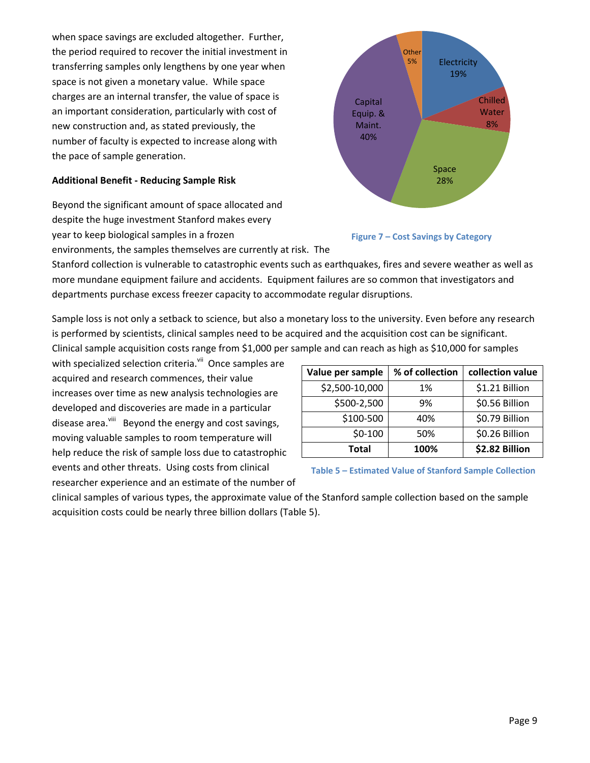when space savings are excluded altogether. Further, the period required to recover the initial investment in transferring samples only lengthens by one year when space is not given a monetary value. While space charges are an internal transfer, the value of space is an important consideration, particularly with cost of new construction and, as stated previously, the number of faculty is expected to increase along with the pace of sample generation.

Figure 7 – Cost Savings by Category

**Additional Benefit - Reducing Sample Risk**

Beyond the significant amount of space allocated and despite the huge investment Stanford makes every year to keep biological samples in a frozen environments, the samples themselves are currently at risk. The Stanford collection is vulnerable to catastrophic events such as earthquakes, fires and severe weather as well as more mundane equipment failure and accidents. Equipment failures are so common that investigators and departments purchase excess freezer capacity to accommodate regular disruptions.

Sample loss is not only a setback to science, but also a monetary loss to the university. Even before any research is performed by scientists, clinical samples need to be acquired and the acquisition cost can be significant. Clinical sample acquisition costs range from $1,000 per sample and can reach as high as $10,000 for samples with specialized selection criteria.[vii] Once samples are acquired and research commences, their value increases over time as new analysis technologies are developed and discoveries are made in a particular disease area.[viii] Beyond the energy and cost savings, moving valuable samples to room temperature will help reduce the risk of sample loss due to catastrophic events and other threats. Using costs from clinical researcher experience and an estimate of the number of clinical samples of various types, the approximate value of the Stanford sample collection based on the sample acquisition costs could be nearly three billion dollars (Table 5).

| Value per sample | % of collection | collection value |
|---|---|---|
| $2,500-10,000 | 1% | $1.21 Billion |
| $500-2,500 | 9% | $0.56 Billion |
| $100-500 | 40% | $0.79 Billion |
| $0-100 | 50% | $0.26 Billion |
| **Total** | **100%** | **$2.82 Billion** |

Table 5 – Estimated Value of Stanford Sample Collection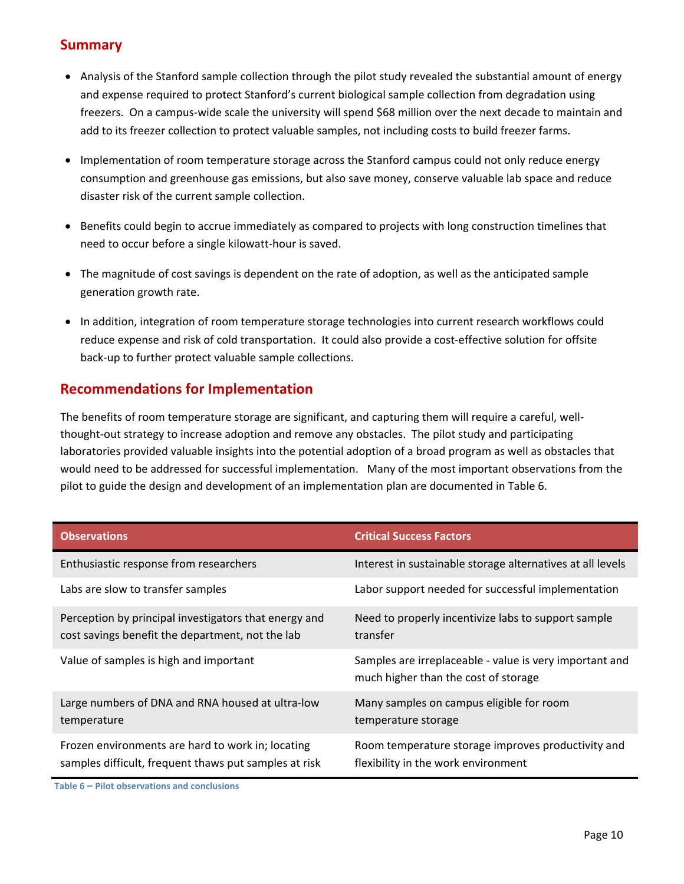## Summary

- Analysis of the Stanford sample collection through the pilot study revealed the substantial amount of energy and expense required to protect Stanford's current biological sample collection from degradation using freezers. On a campus-wide scale the university will spend $68 million over the next decade to maintain and add to its freezer collection to protect valuable samples, not including costs to build freezer farms.

- Implementation of room temperature storage across the Stanford campus could not only reduce energy consumption and greenhouse gas emissions, but also save money, conserve valuable lab space and reduce disaster risk of the current sample collection.

- Benefits could begin to accrue immediately as compared to projects with long construction timelines that need to occur before a single kilowatt-hour is saved.

- The magnitude of cost savings is dependent on the rate of adoption, as well as the anticipated sample generation growth rate.

- In addition, integration of room temperature storage technologies into current research workflows could reduce expense and risk of cold transportation. It could also provide a cost-effective solution for offsite back-up to further protect valuable sample collections.

## Recommendations for Implementation

The benefits of room temperature storage are significant, and capturing them will require a careful, well-thought-out strategy to increase adoption and remove any obstacles. The pilot study and participating laboratories provided valuable insights into the potential adoption of a broad program as well as obstacles that would need to be addressed for successful implementation. Many of the most important observations from the pilot to guide the design and development of an implementation plan are documented in Table 6.

| Observations | Critical Success Factors |
|---|---|
| Enthusiastic response from researchers | Interest in sustainable storage alternatives at all levels |
| Labs are slow to transfer samples | Labor support needed for successful implementation |
| Perception by principal investigators that energy and cost savings benefit the department, not the lab | Need to properly incentivize labs to support sample transfer |
| Value of samples is high and important | Samples are irreplaceable - value is very important and much higher than the cost of storage |
| Large numbers of DNA and RNA housed at ultra-low temperature | Many samples on campus eligible for room temperature storage |
| Frozen environments are hard to work in; locating samples difficult, frequent thaws put samples at risk | Room temperature storage improves productivity and flexibility in the work environment |

Table 6 – Pilot observations and conclusions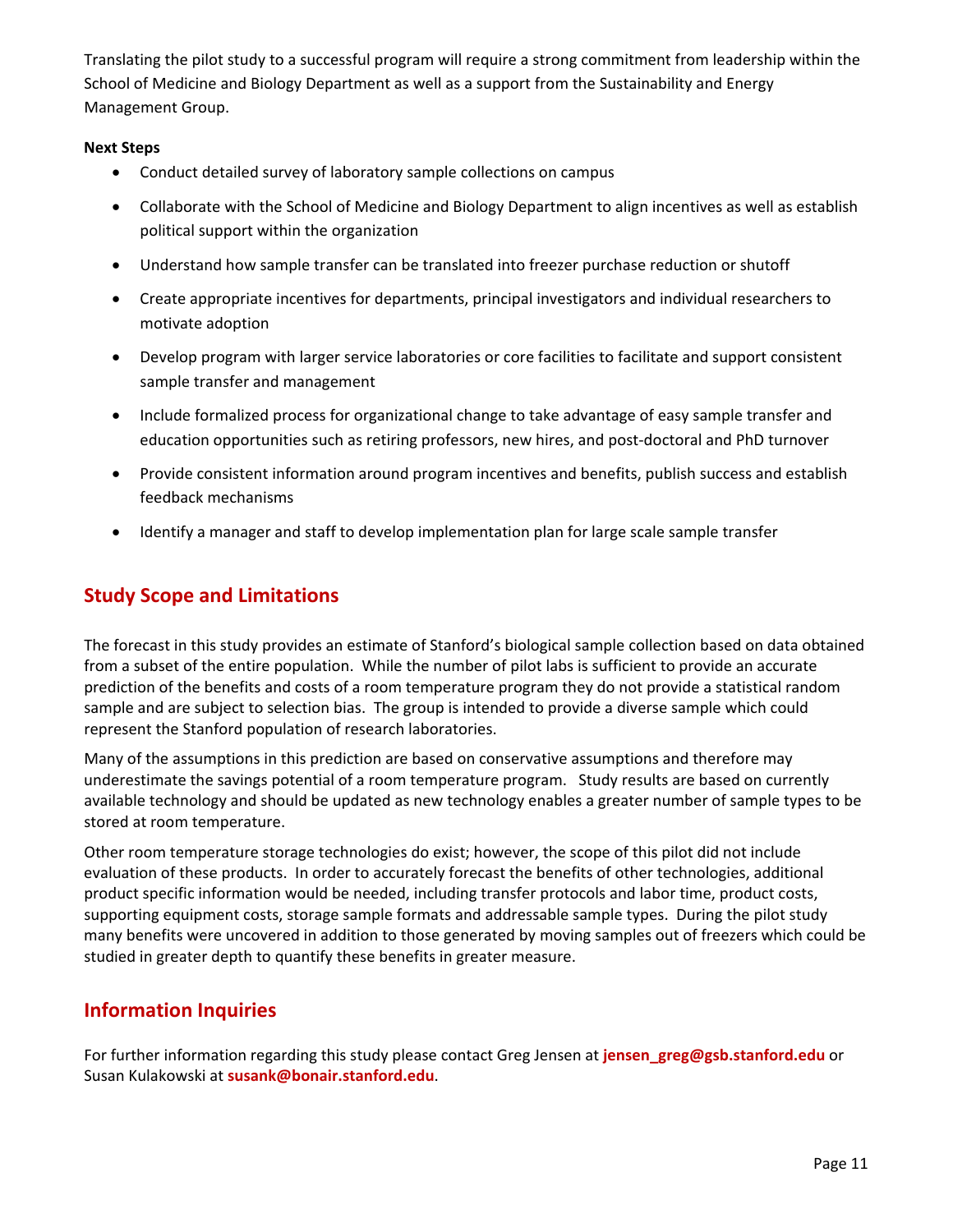Translating the pilot study to a successful program will require a strong commitment from leadership within the School of Medicine and Biology Department as well as a support from the Sustainability and Energy Management Group.

**Next Steps**

- Conduct detailed survey of laboratory sample collections on campus
- Collaborate with the School of Medicine and Biology Department to align incentives as well as establish political support within the organization
- Understand how sample transfer can be translated into freezer purchase reduction or shutoff
- Create appropriate incentives for departments, principal investigators and individual researchers to motivate adoption
- Develop program with larger service laboratories or core facilities to facilitate and support consistent sample transfer and management
- Include formalized process for organizational change to take advantage of easy sample transfer and education opportunities such as retiring professors, new hires, and post-doctoral and PhD turnover
- Provide consistent information around program incentives and benefits, publish success and establish feedback mechanisms
- Identify a manager and staff to develop implementation plan for large scale sample transfer

## Study Scope and Limitations

The forecast in this study provides an estimate of Stanford's biological sample collection based on data obtained from a subset of the entire population. While the number of pilot labs is sufficient to provide an accurate prediction of the benefits and costs of a room temperature program they do not provide a statistical random sample and are subject to selection bias. The group is intended to provide a diverse sample which could represent the Stanford population of research laboratories.

Many of the assumptions in this prediction are based on conservative assumptions and therefore may underestimate the savings potential of a room temperature program. Study results are based on currently available technology and should be updated as new technology enables a greater number of sample types to be stored at room temperature.

Other room temperature storage technologies do exist; however, the scope of this pilot did not include evaluation of these products. In order to accurately forecast the benefits of other technologies, additional product specific information would be needed, including transfer protocols and labor time, product costs, supporting equipment costs, storage sample formats and addressable sample types. During the pilot study many benefits were uncovered in addition to those generated by moving samples out of freezers which could be studied in greater depth to quantify these benefits in greater measure.

## Information Inquiries

For further information regarding this study please contact Greg Jensen at **jensen_greg@gsb.stanford.edu** or Susan Kulakowski at **susank@bonair.stanford.edu**.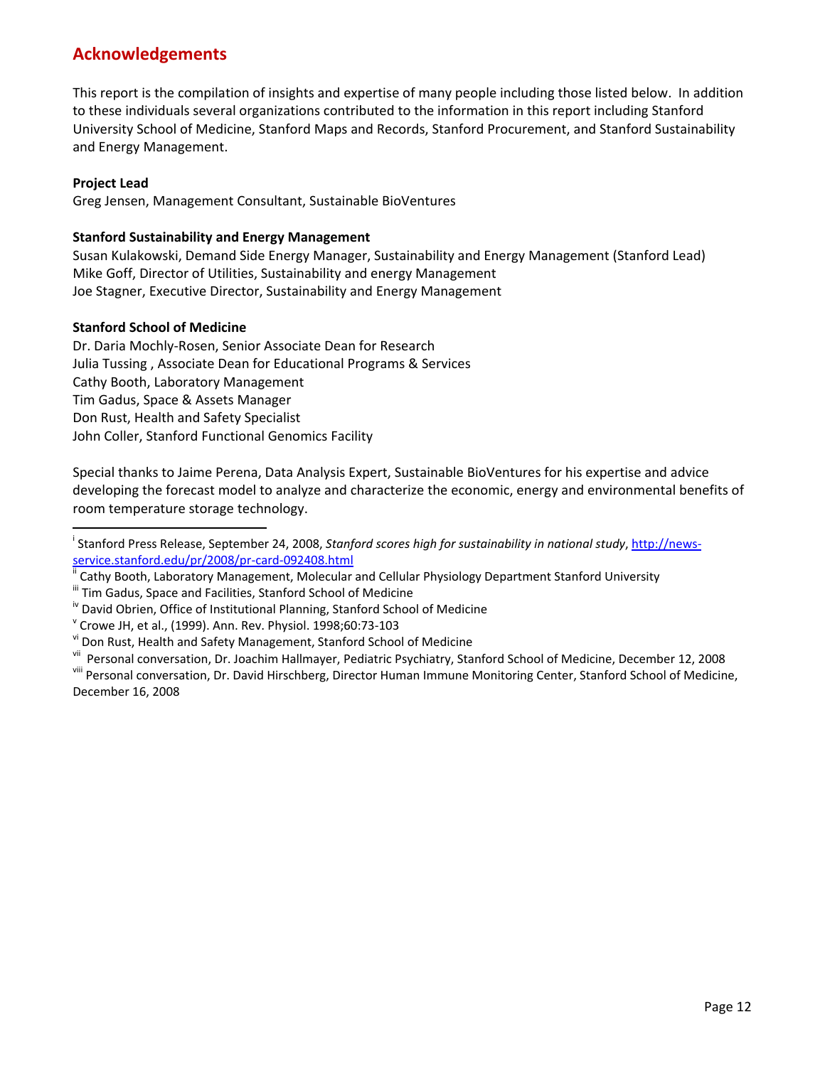## Acknowledgements

This report is the compilation of insights and expertise of many people including those listed below. In addition to these individuals several organizations contributed to the information in this report including Stanford University School of Medicine, Stanford Maps and Records, Stanford Procurement, and Stanford Sustainability and Energy Management.

**Project Lead**
Greg Jensen, Management Consultant, Sustainable BioVentures

**Stanford Sustainability and Energy Management**
Susan Kulakowski, Demand Side Energy Manager, Sustainability and Energy Management (Stanford Lead)
Mike Goff, Director of Utilities, Sustainability and energy Management
Joe Stagner, Executive Director, Sustainability and Energy Management

**Stanford School of Medicine**
Dr. Daria Mochly-Rosen, Senior Associate Dean for Research
Julia Tussing , Associate Dean for Educational Programs & Services
Cathy Booth, Laboratory Management
Tim Gadus, Space & Assets Manager
Don Rust, Health and Safety Specialist
John Coller, Stanford Functional Genomics Facility

Special thanks to Jaime Perena, Data Analysis Expert, Sustainable BioVentures for his expertise and advice developing the forecast model to analyze and characterize the economic, energy and environmental benefits of room temperature storage technology.

---

[i] Stanford Press Release, September 24, 2008, *Stanford scores high for sustainability in national study*, http://news-service.stanford.edu/pr/2008/pr-card-092408.html

[ii] Cathy Booth, Laboratory Management, Molecular and Cellular Physiology Department Stanford University

[iii] Tim Gadus, Space and Facilities, Stanford School of Medicine

[iv] David Obrien, Office of Institutional Planning, Stanford School of Medicine

[v] Crowe JH, et al., (1999). Ann. Rev. Physiol. 1998;60:73-103

[vi] Don Rust, Health and Safety Management, Stanford School of Medicine

[vii] Personal conversation, Dr. Joachim Hallmayer, Pediatric Psychiatry, Stanford School of Medicine, December 12, 2008

[viii] Personal conversation, Dr. David Hirschberg, Director Human Immune Monitoring Center, Stanford School of Medicine, December 16, 2008